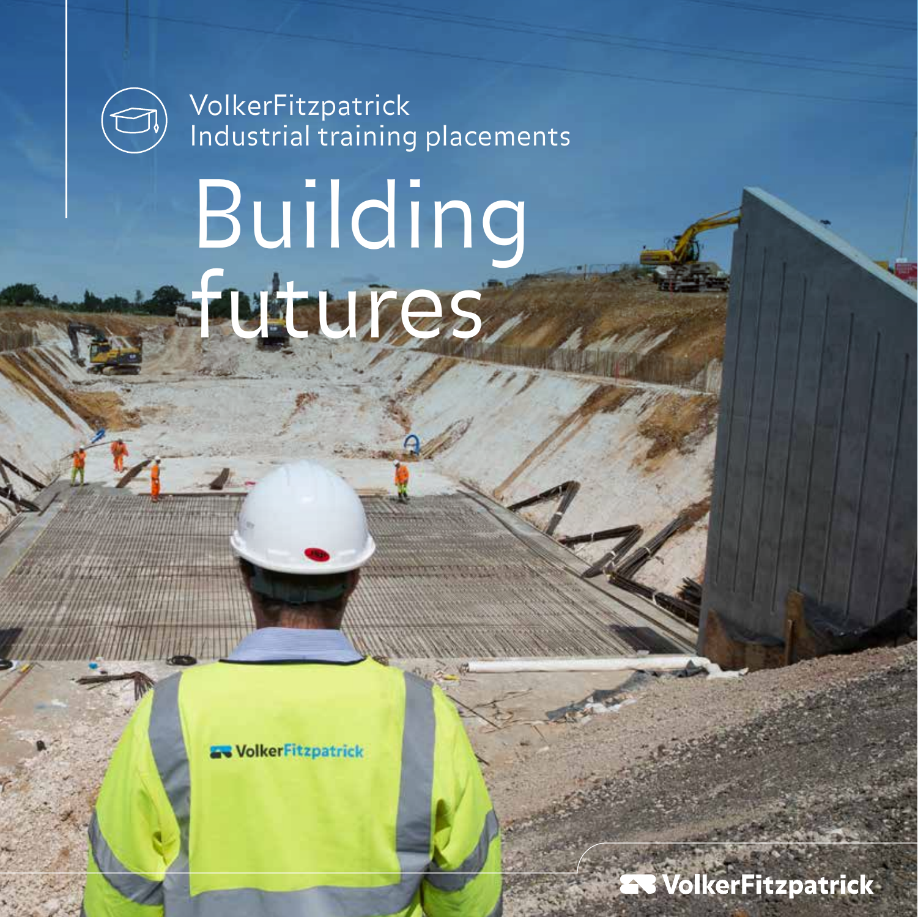VolkerFitzpatrick
Industrial training placements

# Building futures

VolkerFitzpatrick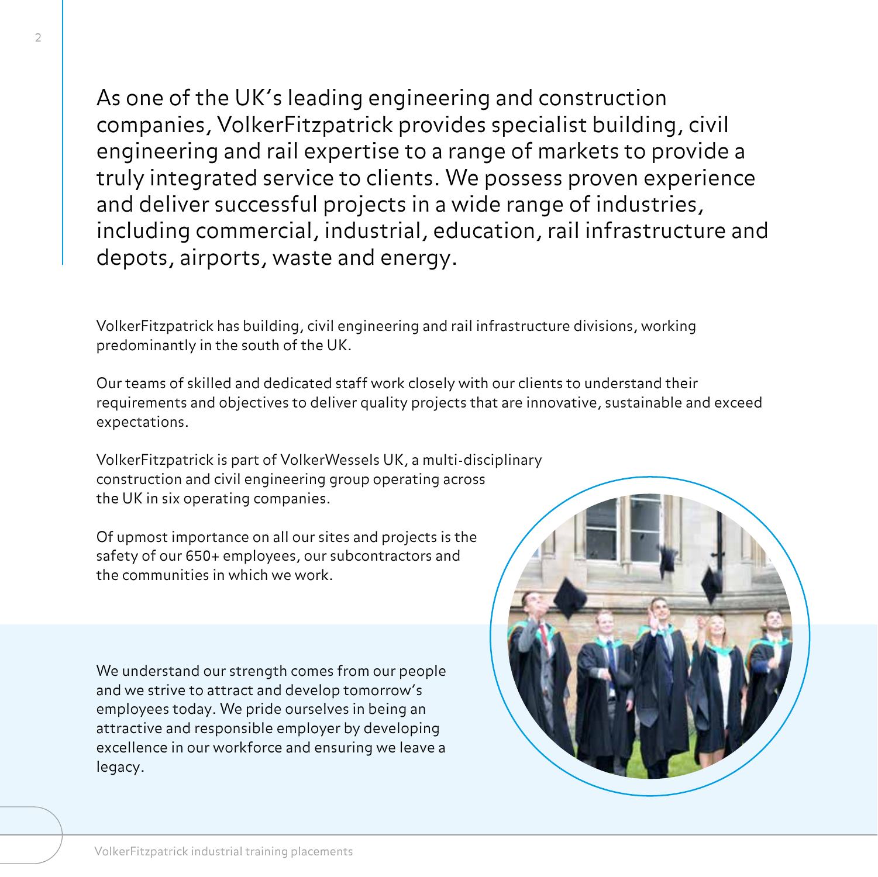As one of the UK's leading engineering and construction companies, VolkerFitzpatrick provides specialist building, civil engineering and rail expertise to a range of markets to provide a truly integrated service to clients. We possess proven experience and deliver successful projects in a wide range of industries, including commercial, industrial, education, rail infrastructure and depots, airports, waste and energy.

VolkerFitzpatrick has building, civil engineering and rail infrastructure divisions, working predominantly in the south of the UK.

Our teams of skilled and dedicated staff work closely with our clients to understand their requirements and objectives to deliver quality projects that are innovative, sustainable and exceed expectations.

VolkerFitzpatrick is part of VolkerWessels UK, a multi-disciplinary construction and civil engineering group operating across the UK in six operating companies.

Of upmost importance on all our sites and projects is the safety of our 650+ employees, our subcontractors and the communities in which we work.

We understand our strength comes from our people and we strive to attract and develop tomorrow's employees today. We pride ourselves in being an attractive and responsible employer by developing excellence in our workforce and ensuring we leave a legacy.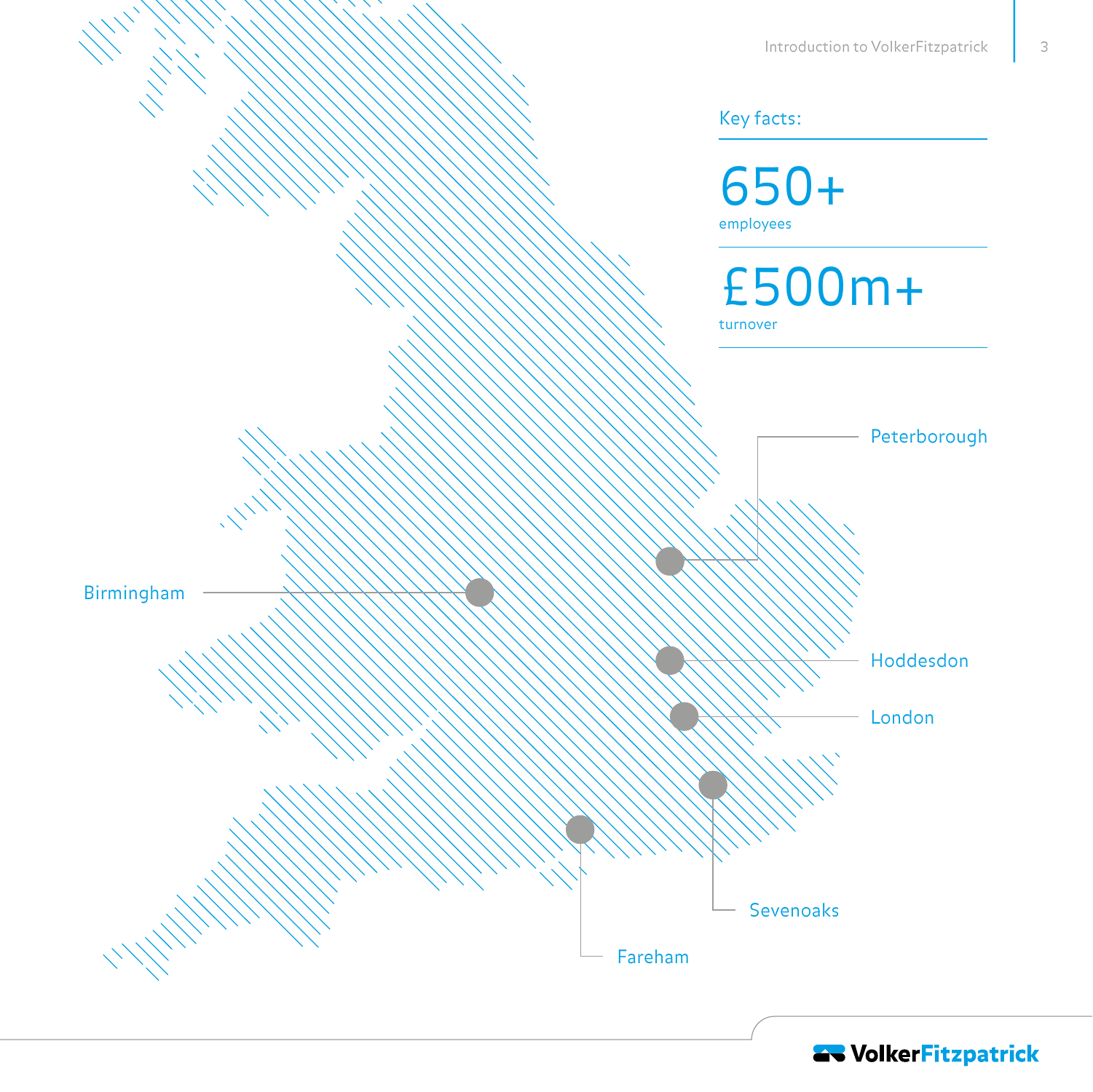## Key facts:

**650+**
employees

**£500m+**
turnover

Peterborough

Birmingham

Hoddesdon

London

Sevenoaks

Fareham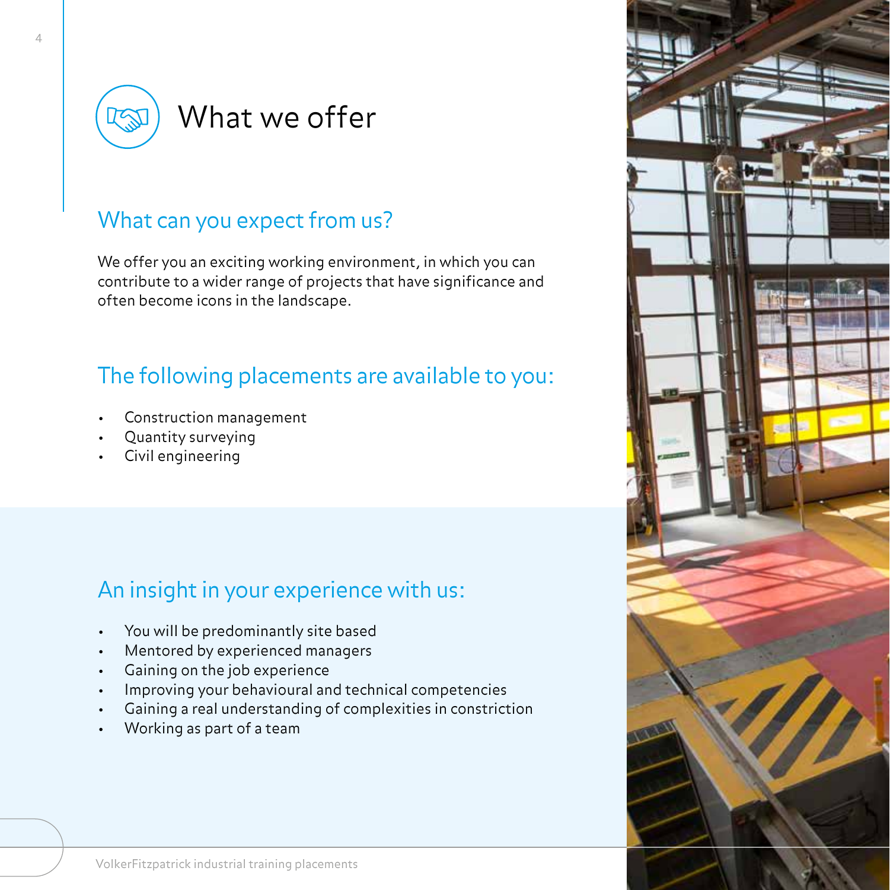# What we offer

## What can you expect from us?

We offer you an exciting working environment, in which you can contribute to a wider range of projects that have significance and often become icons in the landscape.

## The following placements are available to you:

- Construction management
- Quantity surveying
- Civil engineering

## An insight in your experience with us:

- You will be predominantly site based
- Mentored by experienced managers
- Gaining on the job experience
- Improving your behavioural and technical competencies
- Gaining a real understanding of complexities in constriction
- Working as part of a team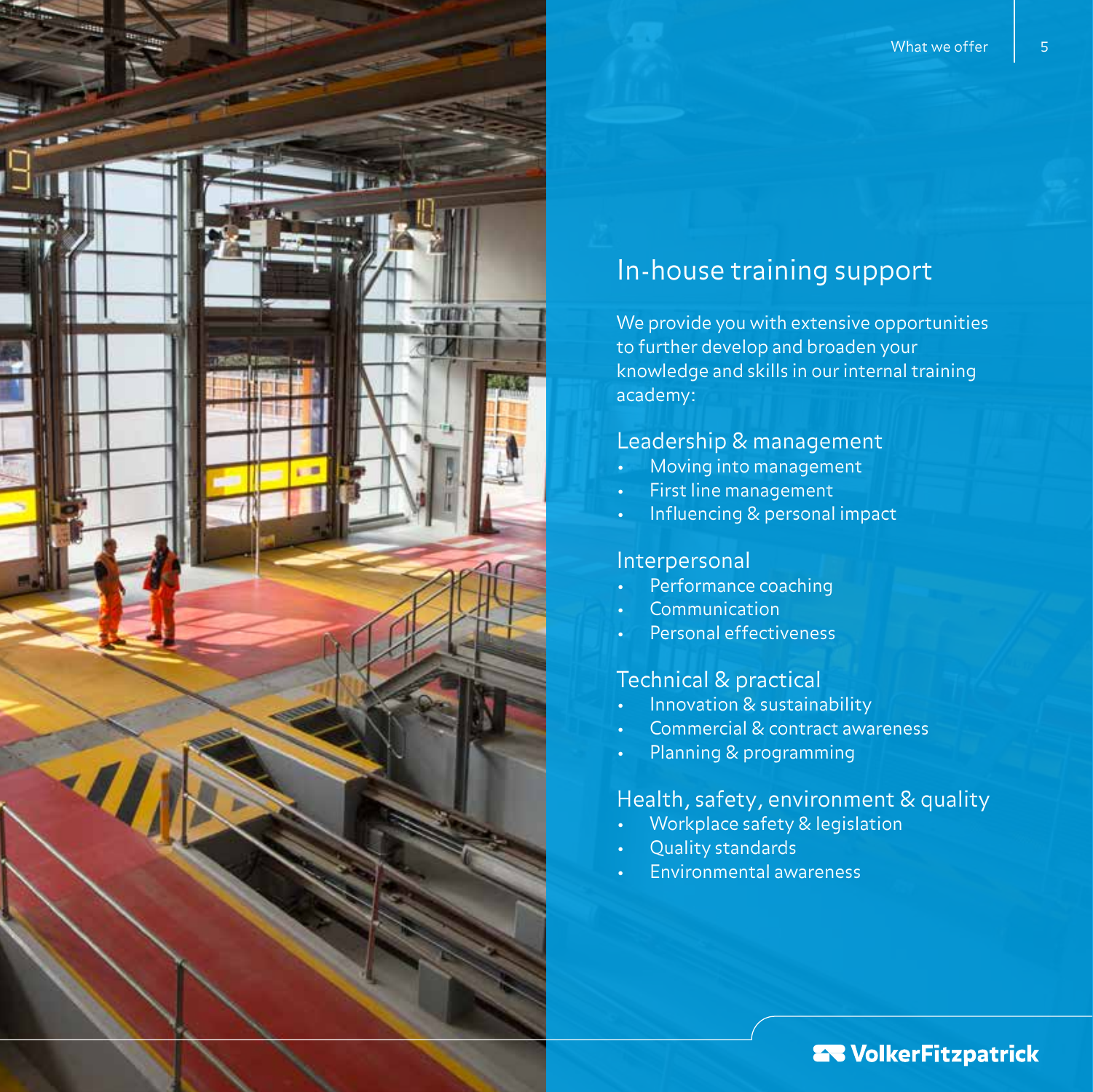## In-house training support

We provide you with extensive opportunities to further develop and broaden your knowledge and skills in our internal training academy:

### Leadership & management

- Moving into management
- First line management
- Influencing & personal impact

### Interpersonal

- Performance coaching
- Communication
- Personal effectiveness

### Technical & practical

- Innovation & sustainability
- Commercial & contract awareness
- Planning & programming

### Health, safety, environment & quality

- Workplace safety & legislation
- Quality standards
- Environmental awareness

VolkerFitzpatrick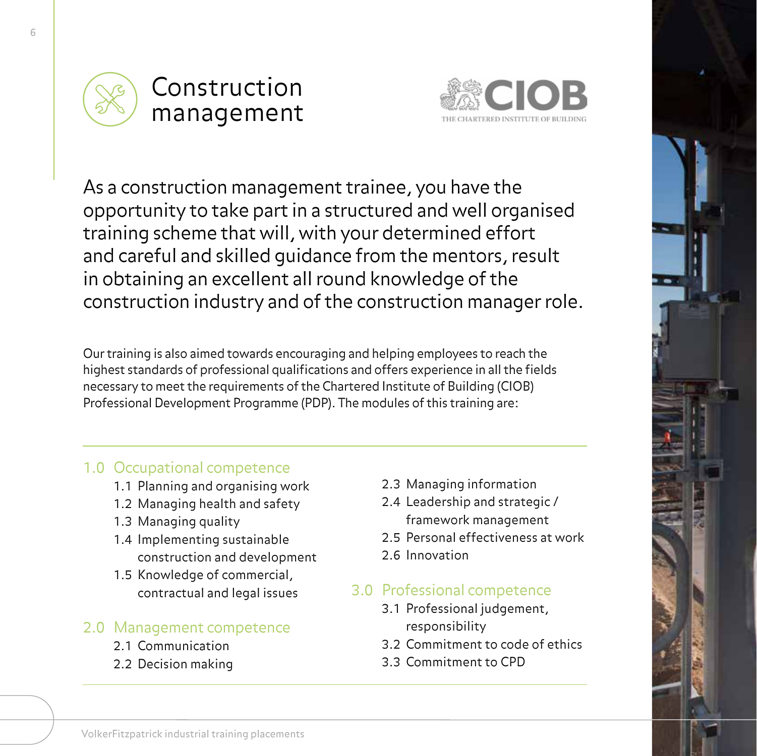# Construction management

THE CHARTERED INSTITUTE OF BUILDING

As a construction management trainee, you have the opportunity to take part in a structured and well organised training scheme that will, with your determined effort and careful and skilled guidance from the mentors, result in obtaining an excellent all round knowledge of the construction industry and of the construction manager role.

Our training is also aimed towards encouraging and helping employees to reach the highest standards of professional qualifications and offers experience in all the fields necessary to meet the requirements of the Chartered Institute of Building (CIOB) Professional Development Programme (PDP). The modules of this training are:

## 1.0 Occupational competence

- 1.1 Planning and organising work
- 1.2 Managing health and safety
- 1.3 Managing quality
- 1.4 Implementing sustainable construction and development
- 1.5 Knowledge of commercial, contractual and legal issues

## 2.0 Management competence

- 2.1 Communication
- 2.2 Decision making
- 2.3 Managing information
- 2.4 Leadership and strategic / framework management
- 2.5 Personal effectiveness at work
- 2.6 Innovation

## 3.0 Professional competence

- 3.1 Professional judgement, responsibility
- 3.2 Commitment to code of ethics
- 3.3 Commitment to CPD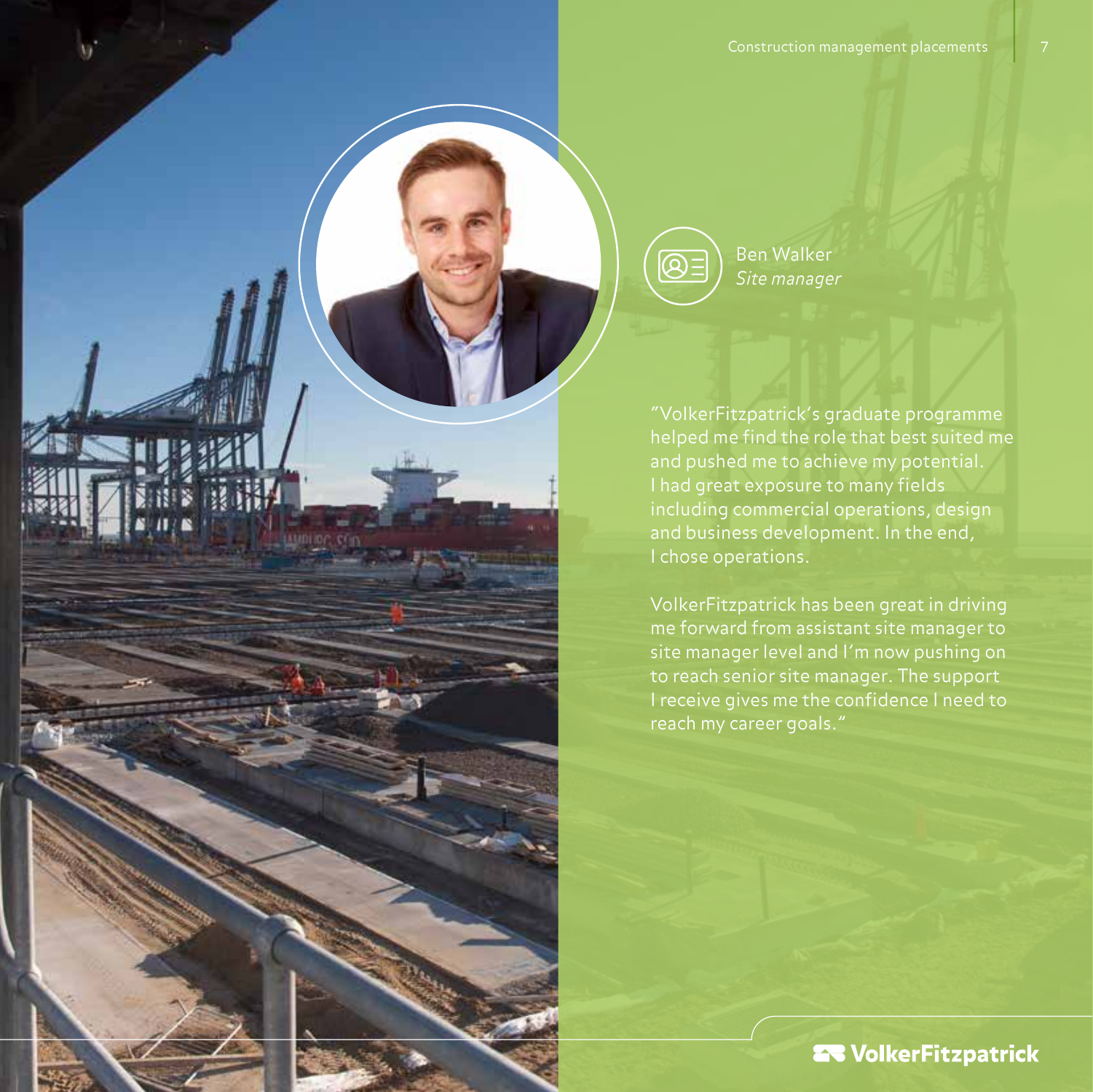Ben Walker
*Site manager*

"VolkerFitzpatrick's graduate programme helped me find the role that best suited me and pushed me to achieve my potential. I had great exposure to many fields including commercial operations, design and business development. In the end, I chose operations.

VolkerFitzpatrick has been great in driving me forward from assistant site manager to site manager level and I'm now pushing on to reach senior site manager. The support I receive gives me the confidence I need to reach my career goals."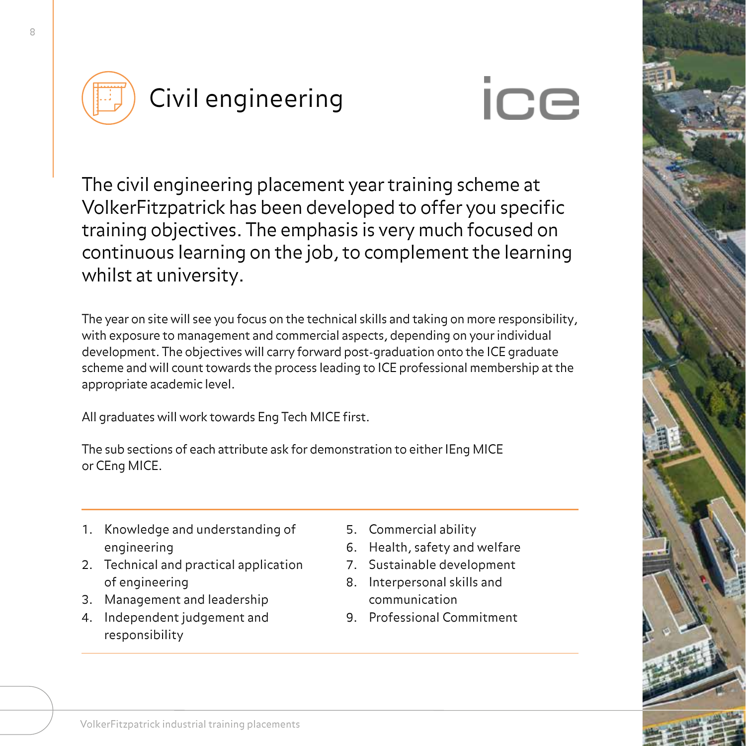# Civil engineering

ice

The civil engineering placement year training scheme at VolkerFitzpatrick has been developed to offer you specific training objectives. The emphasis is very much focused on continuous learning on the job, to complement the learning whilst at university.

The year on site will see you focus on the technical skills and taking on more responsibility, with exposure to management and commercial aspects, depending on your individual development. The objectives will carry forward post-graduation onto the ICE graduate scheme and will count towards the process leading to ICE professional membership at the appropriate academic level.

All graduates will work towards Eng Tech MICE first.

The sub sections of each attribute ask for demonstration to either IEng MICE or CEng MICE.

1. Knowledge and understanding of engineering
2. Technical and practical application of engineering
3. Management and leadership
4. Independent judgement and responsibility
5. Commercial ability
6. Health, safety and welfare
7. Sustainable development
8. Interpersonal skills and communication
9. Professional Commitment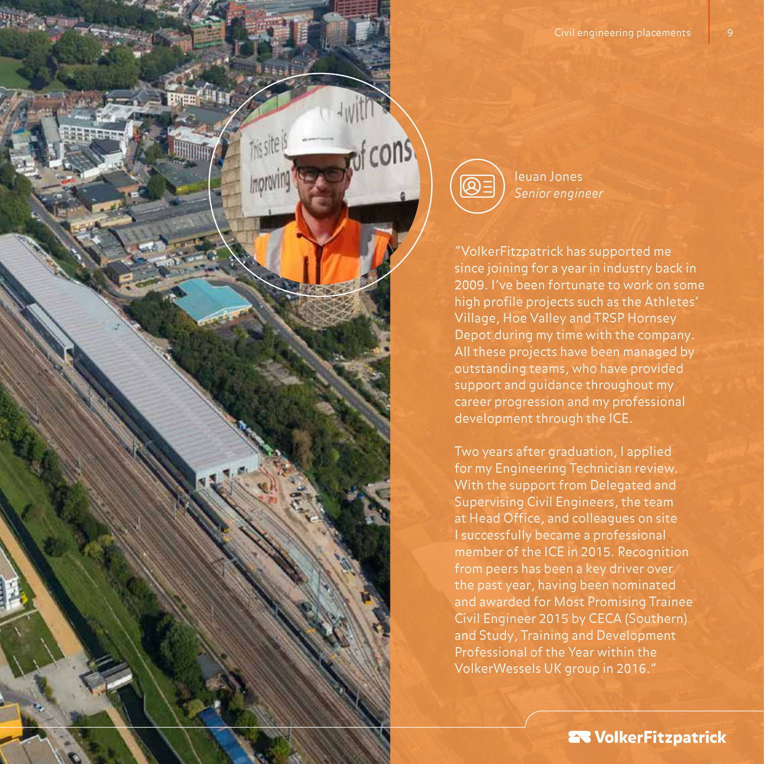Ieuan Jones
*Senior engineer*

"VolkerFitzpatrick has supported me since joining for a year in industry back in 2009. I've been fortunate to work on some high profile projects such as the Athletes' Village, Hoe Valley and TRSP Hornsey Depot during my time with the company. All these projects have been managed by outstanding teams, who have provided support and guidance throughout my career progression and my professional development through the ICE.

Two years after graduation, I applied for my Engineering Technician review. With the support from Delegated and Supervising Civil Engineers, the team at Head Office, and colleagues on site I successfully became a professional member of the ICE in 2015. Recognition from peers has been a key driver over the past year, having been nominated and awarded for Most Promising Trainee Civil Engineer 2015 by CECA (Southern) and Study, Training and Development Professional of the Year within the VolkerWessels UK group in 2016."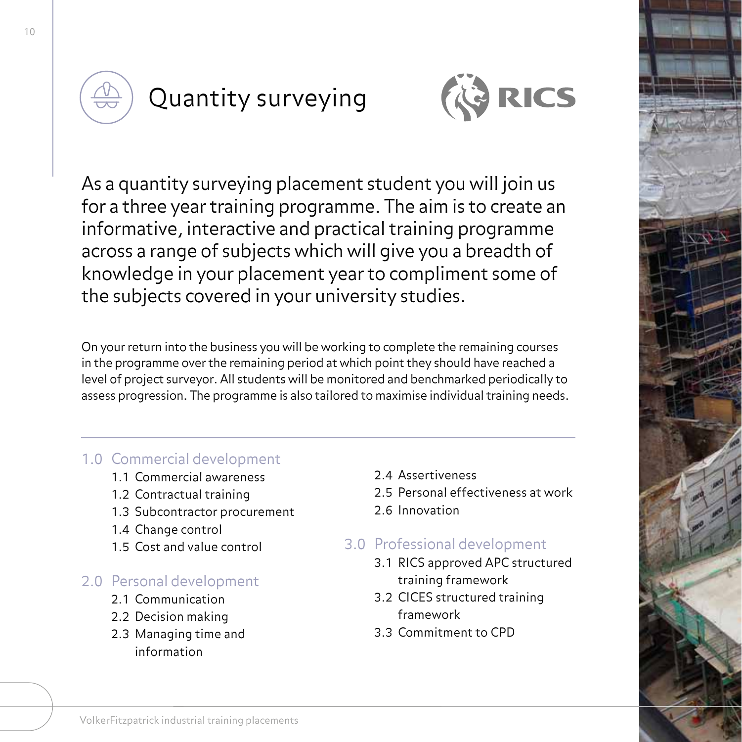# Quantity surveying

As a quantity surveying placement student you will join us for a three year training programme. The aim is to create an informative, interactive and practical training programme across a range of subjects which will give you a breadth of knowledge in your placement year to compliment some of the subjects covered in your university studies.

On your return into the business you will be working to complete the remaining courses in the programme over the remaining period at which point they should have reached a level of project surveyor. All students will be monitored and benchmarked periodically to assess progression. The programme is also tailored to maximise individual training needs.

## 1.0 Commercial development

- 1.1 Commercial awareness
- 1.2 Contractual training
- 1.3 Subcontractor procurement
- 1.4 Change control
- 1.5 Cost and value control

## 2.0 Personal development

- 2.1 Communication
- 2.2 Decision making
- 2.3 Managing time and information
- 2.4 Assertiveness
- 2.5 Personal effectiveness at work
- 2.6 Innovation

## 3.0 Professional development

- 3.1 RICS approved APC structured training framework
- 3.2 CICES structured training framework
- 3.3 Commitment to CPD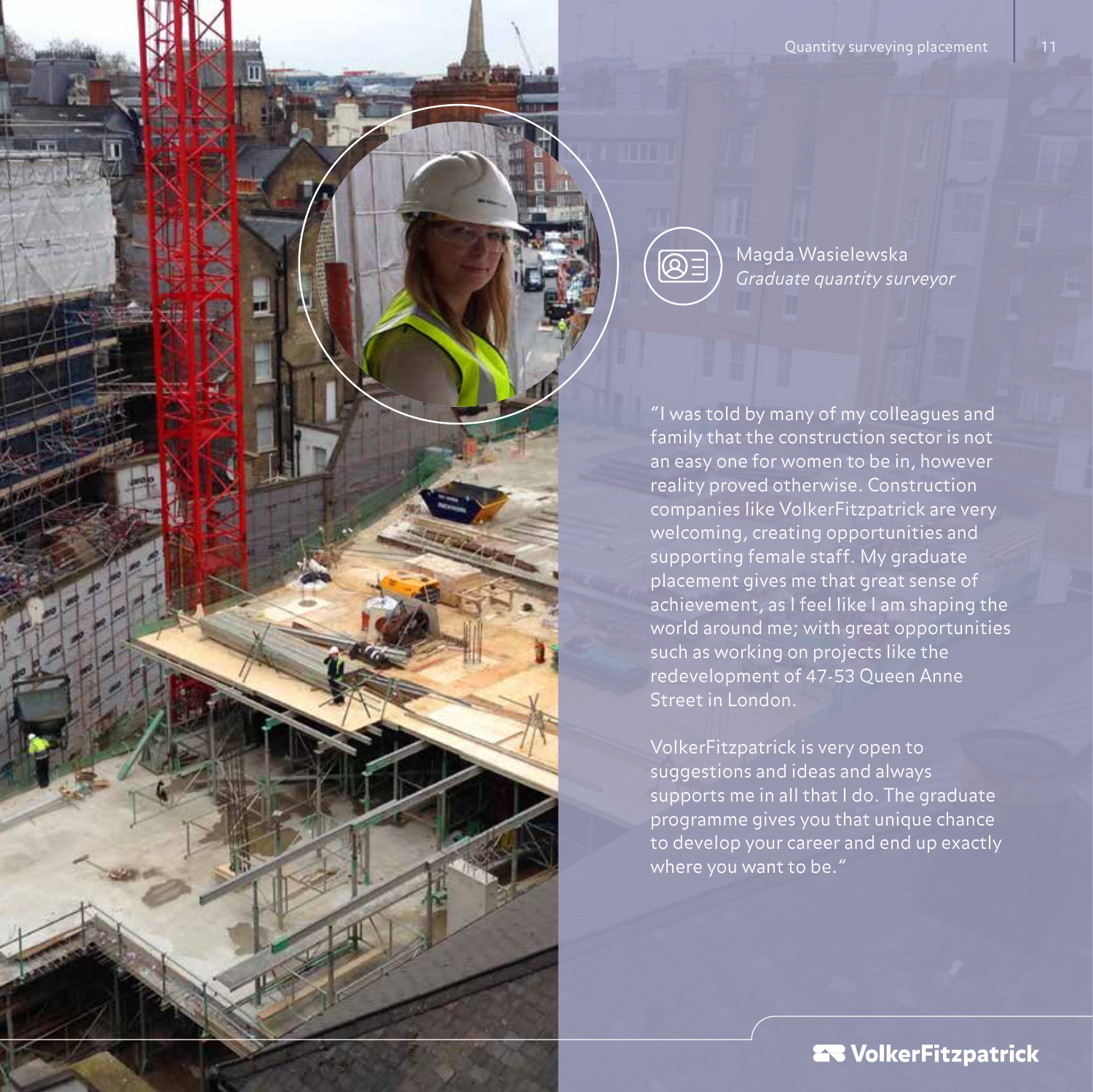Magda Wasielewska
*Graduate quantity surveyor*

"I was told by many of my colleagues and family that the construction sector is not an easy one for women to be in, however reality proved otherwise. Construction companies like VolkerFitzpatrick are very welcoming, creating opportunities and supporting female staff. My graduate placement gives me that great sense of achievement, as I feel like I am shaping the world around me; with great opportunities such as working on projects like the redevelopment of 47-53 Queen Anne Street in London.

VolkerFitzpatrick is very open to suggestions and ideas and always supports me in all that I do. The graduate programme gives you that unique chance to develop your career and end up exactly where you want to be."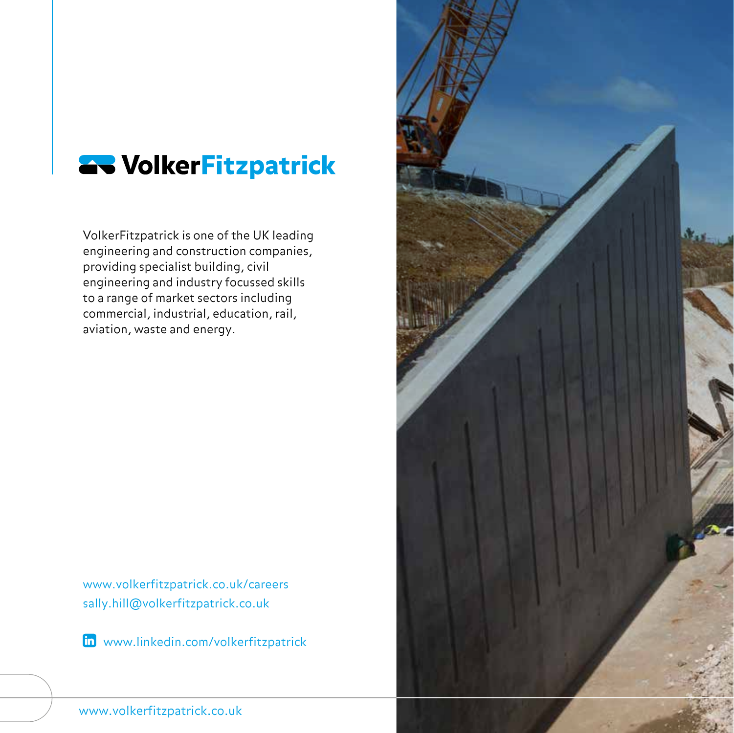# VolkerFitzpatrick

VolkerFitzpatrick is one of the UK leading engineering and construction companies, providing specialist building, civil engineering and industry focussed skills to a range of market sectors including commercial, industrial, education, rail, aviation, waste and energy.

www.volkerfitzpatrick.co.uk/careers
sally.hill@volkerfitzpatrick.co.uk

www.linkedin.com/volkerfitzpatrick

www.volkerfitzpatrick.co.uk